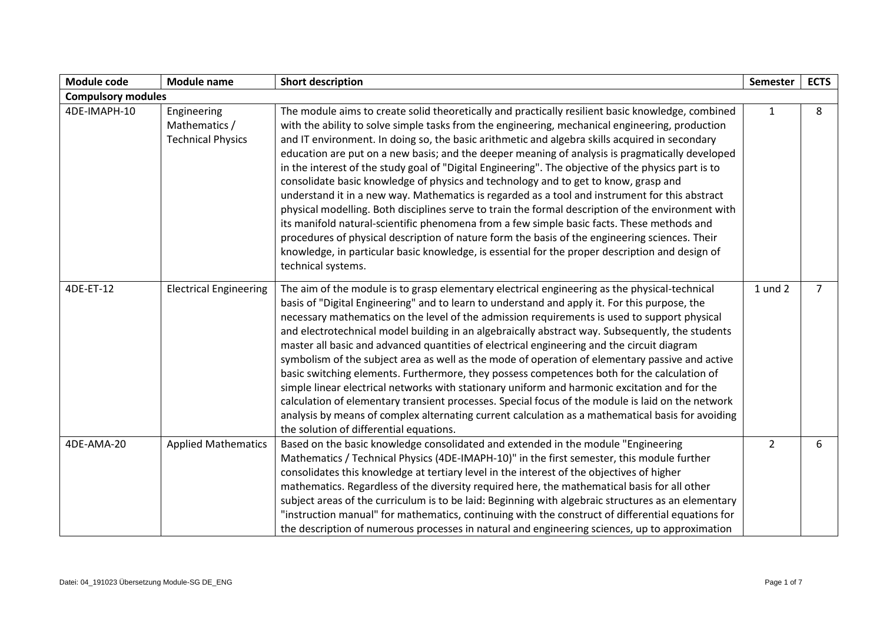| Module code | Module name | Short description | Semester | ECTS |
|---|---|---|---|---|
| **Compulsory modules** | | | | |
| 4DE-IMAPH-10 | Engineering Mathematics / Technical Physics | The module aims to create solid theoretically and practically resilient basic knowledge, combined with the ability to solve simple tasks from the engineering, mechanical engineering, production and IT environment. In doing so, the basic arithmetic and algebra skills acquired in secondary education are put on a new basis; and the deeper meaning of analysis is pragmatically developed in the interest of the study goal of "Digital Engineering". The objective of the physics part is to consolidate basic knowledge of physics and technology and to get to know, grasp and understand it in a new way. Mathematics is regarded as a tool and instrument for this abstract physical modelling. Both disciplines serve to train the formal description of the environment with its manifold natural-scientific phenomena from a few simple basic facts. These methods and procedures of physical description of nature form the basis of the engineering sciences. Their knowledge, in particular basic knowledge, is essential for the proper description and design of technical systems. | 1 | 8 |
| 4DE-ET-12 | Electrical Engineering | The aim of the module is to grasp elementary electrical engineering as the physical-technical basis of "Digital Engineering" and to learn to understand and apply it. For this purpose, the necessary mathematics on the level of the admission requirements is used to support physical and electrotechnical model building in an algebraically abstract way. Subsequently, the students master all basic and advanced quantities of electrical engineering and the circuit diagram symbolism of the subject area as well as the mode of operation of elementary passive and active basic switching elements. Furthermore, they possess competences both for the calculation of simple linear electrical networks with stationary uniform and harmonic excitation and for the calculation of elementary transient processes. Special focus of the module is laid on the network analysis by means of complex alternating current calculation as a mathematical basis for avoiding the solution of differential equations. | 1 und 2 | 7 |
| 4DE-AMA-20 | Applied Mathematics | Based on the basic knowledge consolidated and extended in the module "Engineering Mathematics / Technical Physics (4DE-IMAPH-10)" in the first semester, this module further consolidates this knowledge at tertiary level in the interest of the objectives of higher mathematics. Regardless of the diversity required here, the mathematical basis for all other subject areas of the curriculum is to be laid: Beginning with algebraic structures as an elementary "instruction manual" for mathematics, continuing with the construct of differential equations for the description of numerous processes in natural and engineering sciences, up to approximation | 2 | 6 |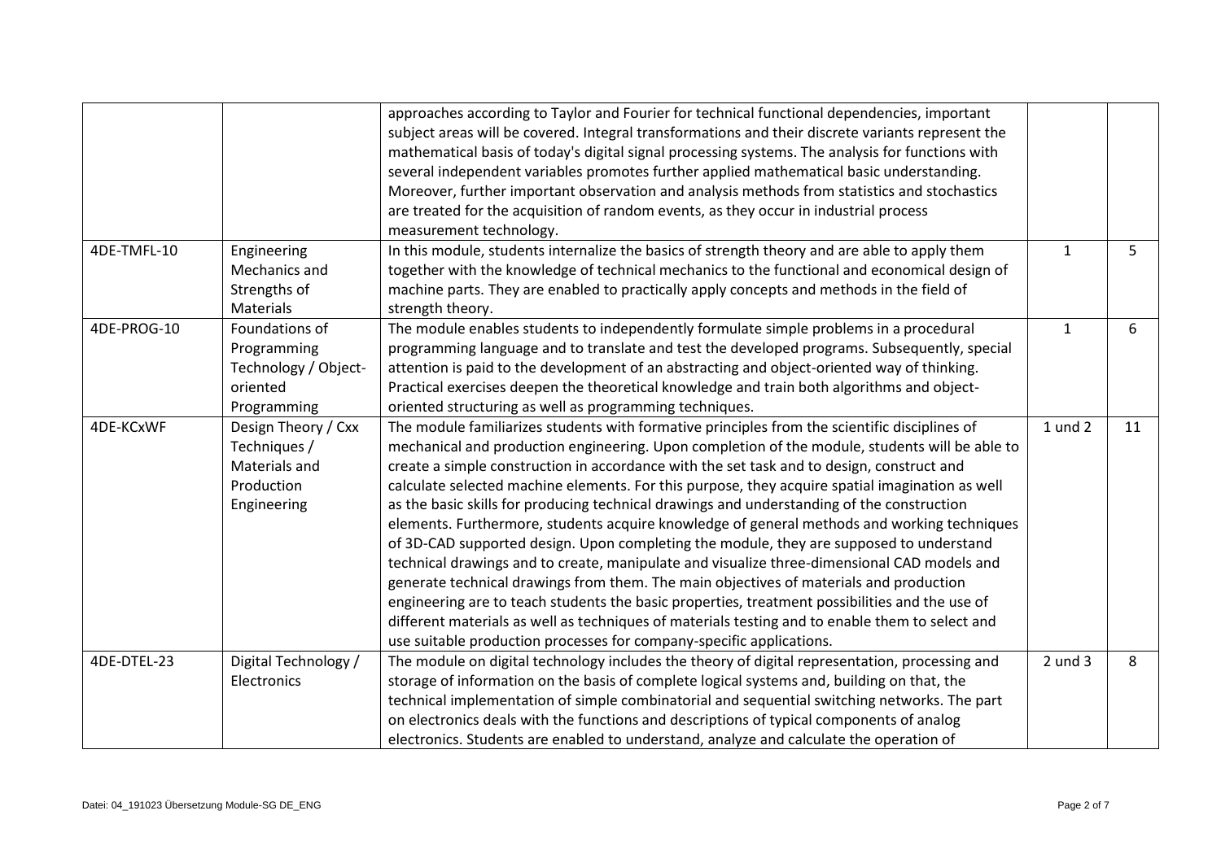|  |  | approaches according to Taylor and Fourier for technical functional dependencies, important subject areas will be covered. Integral transformations and their discrete variants represent the mathematical basis of today's digital signal processing systems. The analysis for functions with several independent variables promotes further applied mathematical basic understanding. Moreover, further important observation and analysis methods from statistics and stochastics are treated for the acquisition of random events, as they occur in industrial process measurement technology. |  |  |
|---|---|---|---|---|
| 4DE-TMFL-10 | Engineering Mechanics and Strengths of Materials | In this module, students internalize the basics of strength theory and are able to apply them together with the knowledge of technical mechanics to the functional and economical design of machine parts. They are enabled to practically apply concepts and methods in the field of strength theory. | 1 | 5 |
| 4DE-PROG-10 | Foundations of Programming Technology / Object-oriented Programming | The module enables students to independently formulate simple problems in a procedural programming language and to translate and test the developed programs. Subsequently, special attention is paid to the development of an abstracting and object-oriented way of thinking. Practical exercises deepen the theoretical knowledge and train both algorithms and object-oriented structuring as well as programming techniques. | 1 | 6 |
| 4DE-KCxWF | Design Theory / Cxx Techniques / Materials and Production Engineering | The module familiarizes students with formative principles from the scientific disciplines of mechanical and production engineering. Upon completion of the module, students will be able to create a simple construction in accordance with the set task and to design, construct and calculate selected machine elements. For this purpose, they acquire spatial imagination as well as the basic skills for producing technical drawings and understanding of the construction elements. Furthermore, students acquire knowledge of general methods and working techniques of 3D-CAD supported design. Upon completing the module, they are supposed to understand technical drawings and to create, manipulate and visualize three-dimensional CAD models and generate technical drawings from them. The main objectives of materials and production engineering are to teach students the basic properties, treatment possibilities and the use of different materials as well as techniques of materials testing and to enable them to select and use suitable production processes for company-specific applications. | 1 und 2 | 11 |
| 4DE-DTEL-23 | Digital Technology / Electronics | The module on digital technology includes the theory of digital representation, processing and storage of information on the basis of complete logical systems and, building on that, the technical implementation of simple combinatorial and sequential switching networks. The part on electronics deals with the functions and descriptions of typical components of analog electronics. Students are enabled to understand, analyze and calculate the operation of | 2 und 3 | 8 |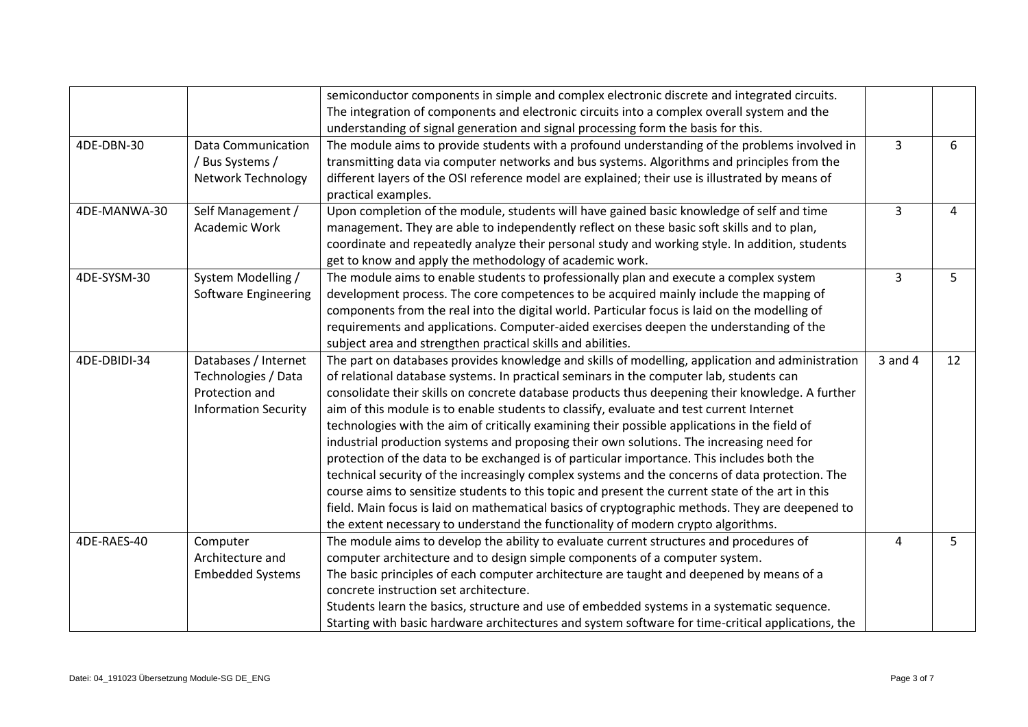|  |  |  |  |  |
|---|---|---|---|---|
|  |  | semiconductor components in simple and complex electronic discrete and integrated circuits. The integration of components and electronic circuits into a complex overall system and the understanding of signal generation and signal processing form the basis for this. |  |  |
| 4DE-DBN-30 | Data Communication / Bus Systems / Network Technology | The module aims to provide students with a profound understanding of the problems involved in transmitting data via computer networks and bus systems. Algorithms and principles from the different layers of the OSI reference model are explained; their use is illustrated by means of practical examples. | 3 | 6 |
| 4DE-MANWA-30 | Self Management / Academic Work | Upon completion of the module, students will have gained basic knowledge of self and time management. They are able to independently reflect on these basic soft skills and to plan, coordinate and repeatedly analyze their personal study and working style. In addition, students get to know and apply the methodology of academic work. | 3 | 4 |
| 4DE-SYSM-30 | System Modelling / Software Engineering | The module aims to enable students to professionally plan and execute a complex system development process. The core competences to be acquired mainly include the mapping of components from the real into the digital world. Particular focus is laid on the modelling of requirements and applications. Computer-aided exercises deepen the understanding of the subject area and strengthen practical skills and abilities. | 3 | 5 |
| 4DE-DBIDI-34 | Databases / Internet Technologies / Data Protection and Information Security | The part on databases provides knowledge and skills of modelling, application and administration of relational database systems. In practical seminars in the computer lab, students can consolidate their skills on concrete database products thus deepening their knowledge. A further aim of this module is to enable students to classify, evaluate and test current Internet technologies with the aim of critically examining their possible applications in the field of industrial production systems and proposing their own solutions. The increasing need for protection of the data to be exchanged is of particular importance. This includes both the technical security of the increasingly complex systems and the concerns of data protection. The course aims to sensitize students to this topic and present the current state of the art in this field. Main focus is laid on mathematical basics of cryptographic methods. They are deepened to the extent necessary to understand the functionality of modern crypto algorithms. | 3 and 4 | 12 |
| 4DE-RAES-40 | Computer Architecture and Embedded Systems | The module aims to develop the ability to evaluate current structures and procedures of computer architecture and to design simple components of a computer system. The basic principles of each computer architecture are taught and deepened by means of a concrete instruction set architecture. Students learn the basics, structure and use of embedded systems in a systematic sequence. Starting with basic hardware architectures and system software for time-critical applications, the | 4 | 5 |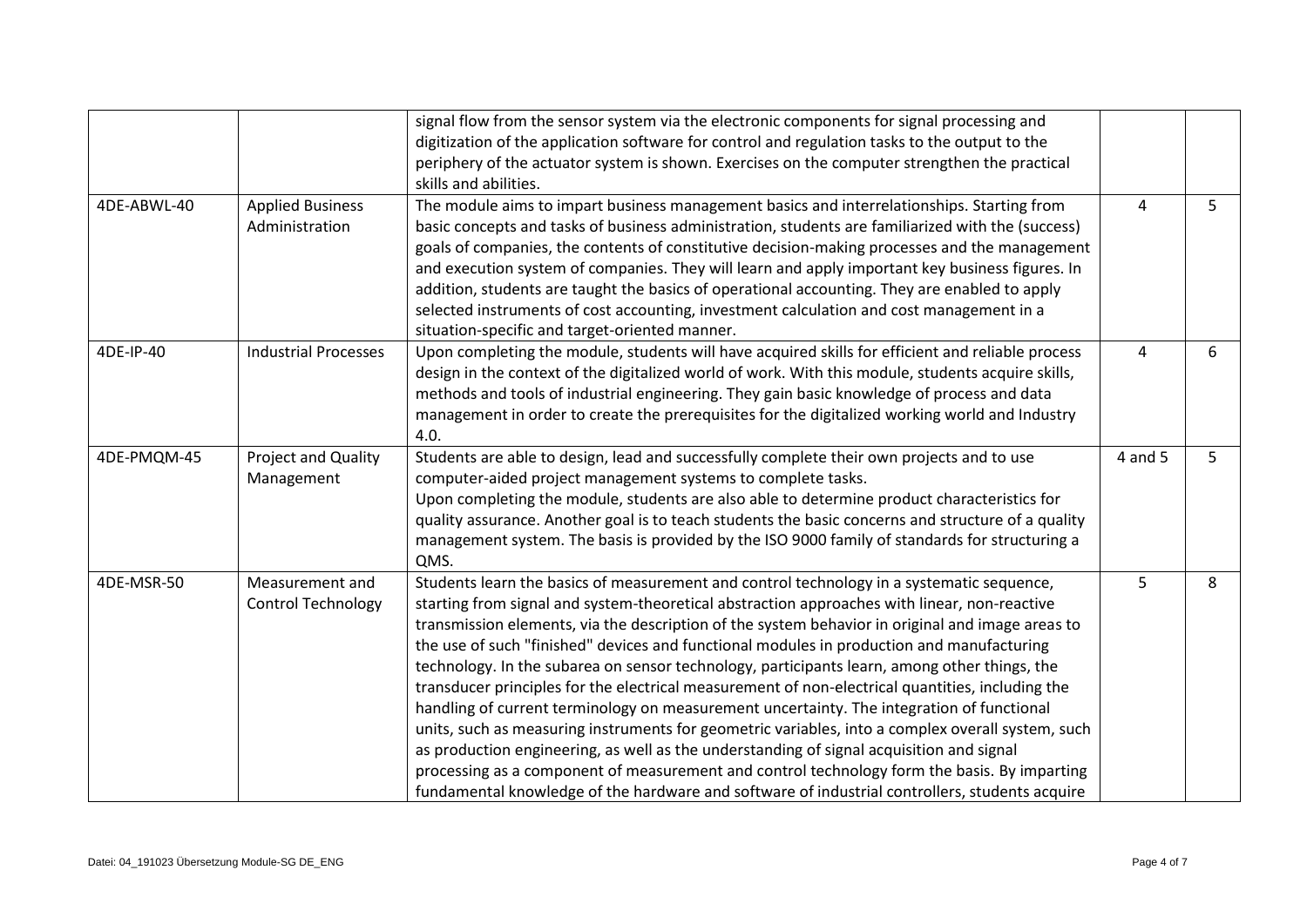| | | | | |
|---|---|---|---|---|
| | | signal flow from the sensor system via the electronic components for signal processing and digitization of the application software for control and regulation tasks to the output to the periphery of the actuator system is shown. Exercises on the computer strengthen the practical skills and abilities. | | |
| 4DE-ABWL-40 | Applied Business Administration | The module aims to impart business management basics and interrelationships. Starting from basic concepts and tasks of business administration, students are familiarized with the (success) goals of companies, the contents of constitutive decision-making processes and the management and execution system of companies. They will learn and apply important key business figures. In addition, students are taught the basics of operational accounting. They are enabled to apply selected instruments of cost accounting, investment calculation and cost management in a situation-specific and target-oriented manner. | 4 | 5 |
| 4DE-IP-40 | Industrial Processes | Upon completing the module, students will have acquired skills for efficient and reliable process design in the context of the digitalized world of work. With this module, students acquire skills, methods and tools of industrial engineering. They gain basic knowledge of process and data management in order to create the prerequisites for the digitalized working world and Industry 4.0. | 4 | 6 |
| 4DE-PMQM-45 | Project and Quality Management | Students are able to design, lead and successfully complete their own projects and to use computer-aided project management systems to complete tasks.<br>Upon completing the module, students are also able to determine product characteristics for quality assurance. Another goal is to teach students the basic concerns and structure of a quality management system. The basis is provided by the ISO 9000 family of standards for structuring a QMS. | 4 and 5 | 5 |
| 4DE-MSR-50 | Measurement and Control Technology | Students learn the basics of measurement and control technology in a systematic sequence, starting from signal and system-theoretical abstraction approaches with linear, non-reactive transmission elements, via the description of the system behavior in original and image areas to the use of such "finished" devices and functional modules in production and manufacturing technology. In the subarea on sensor technology, participants learn, among other things, the transducer principles for the electrical measurement of non-electrical quantities, including the handling of current terminology on measurement uncertainty. The integration of functional units, such as measuring instruments for geometric variables, into a complex overall system, such as production engineering, as well as the understanding of signal acquisition and signal processing as a component of measurement and control technology form the basis. By imparting fundamental knowledge of the hardware and software of industrial controllers, students acquire | 5 | 8 |

Datei: 04_191023 Übersetzung Module-SG DE_ENG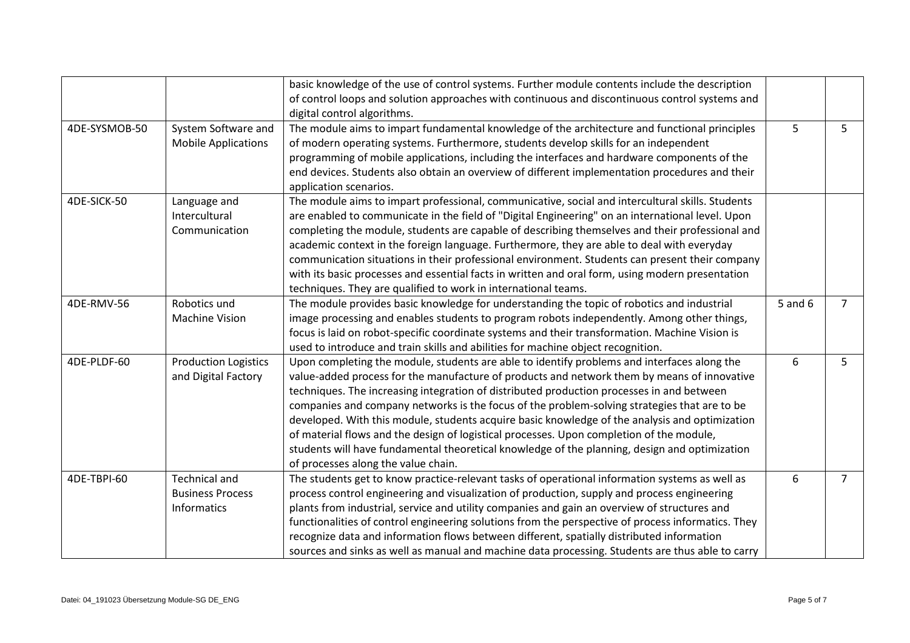| | | | | |
|---|---|---|---|---|
| | | basic knowledge of the use of control systems. Further module contents include the description of control loops and solution approaches with continuous and discontinuous control systems and digital control algorithms. | | |
| 4DE-SYSMOB-50 | System Software and Mobile Applications | The module aims to impart fundamental knowledge of the architecture and functional principles of modern operating systems. Furthermore, students develop skills for an independent programming of mobile applications, including the interfaces and hardware components of the end devices. Students also obtain an overview of different implementation procedures and their application scenarios. | 5 | 5 |
| 4DE-SICK-50 | Language and Intercultural Communication | The module aims to impart professional, communicative, social and intercultural skills. Students are enabled to communicate in the field of "Digital Engineering" on an international level. Upon completing the module, students are capable of describing themselves and their professional and academic context in the foreign language. Furthermore, they are able to deal with everyday communication situations in their professional environment. Students can present their company with its basic processes and essential facts in written and oral form, using modern presentation techniques. They are qualified to work in international teams. | | |
| 4DE-RMV-56 | Robotics und Machine Vision | The module provides basic knowledge for understanding the topic of robotics and industrial image processing and enables students to program robots independently. Among other things, focus is laid on robot-specific coordinate systems and their transformation. Machine Vision is used to introduce and train skills and abilities for machine object recognition. | 5 and 6 | 7 |
| 4DE-PLDF-60 | Production Logistics and Digital Factory | Upon completing the module, students are able to identify problems and interfaces along the value-added process for the manufacture of products and network them by means of innovative techniques. The increasing integration of distributed production processes in and between companies and company networks is the focus of the problem-solving strategies that are to be developed. With this module, students acquire basic knowledge of the analysis and optimization of material flows and the design of logistical processes. Upon completion of the module, students will have fundamental theoretical knowledge of the planning, design and optimization of processes along the value chain. | 6 | 5 |
| 4DE-TBPI-60 | Technical and Business Process Informatics | The students get to know practice-relevant tasks of operational information systems as well as process control engineering and visualization of production, supply and process engineering plants from industrial, service and utility companies and gain an overview of structures and functionalities of control engineering solutions from the perspective of process informatics. They recognize data and information flows between different, spatially distributed information sources and sinks as well as manual and machine data processing. Students are thus able to carry | 6 | 7 |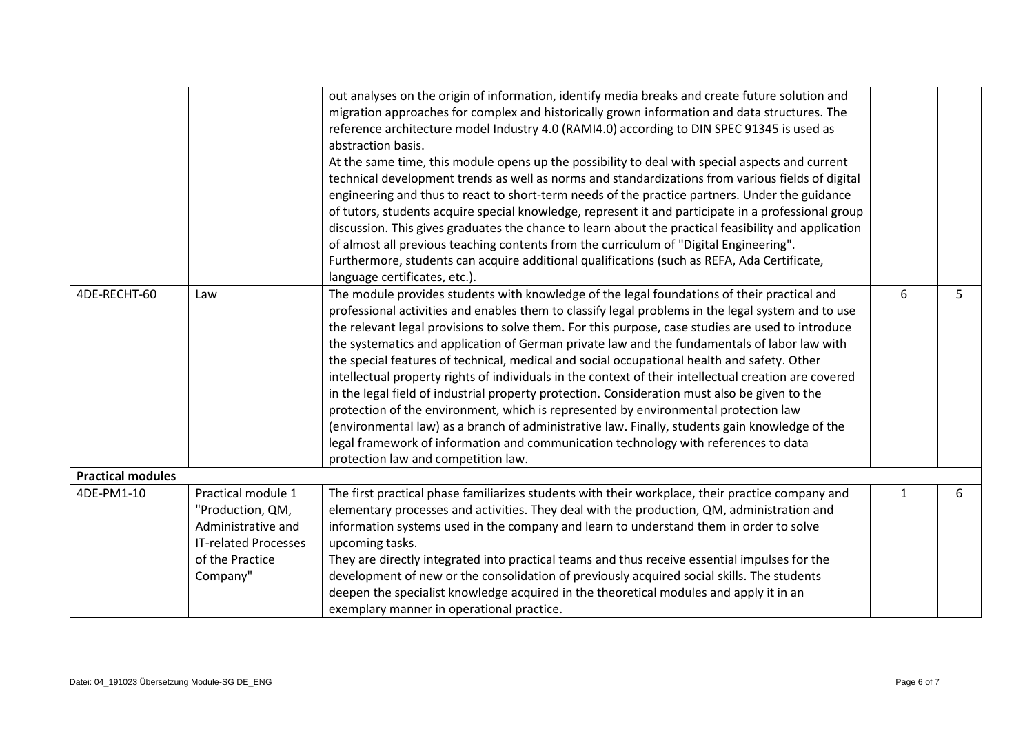| | | | | |
|---|---|---|---|---|
| | | out analyses on the origin of information, identify media breaks and create future solution and migration approaches for complex and historically grown information and data structures. The reference architecture model Industry 4.0 (RAMI4.0) according to DIN SPEC 91345 is used as abstraction basis.<br>At the same time, this module opens up the possibility to deal with special aspects and current technical development trends as well as norms and standardizations from various fields of digital engineering and thus to react to short-term needs of the practice partners. Under the guidance of tutors, students acquire special knowledge, represent it and participate in a professional group discussion. This gives graduates the chance to learn about the practical feasibility and application of almost all previous teaching contents from the curriculum of "Digital Engineering".<br>Furthermore, students can acquire additional qualifications (such as REFA, Ada Certificate, language certificates, etc.). | | |
| 4DE-RECHT-60 | Law | The module provides students with knowledge of the legal foundations of their practical and professional activities and enables them to classify legal problems in the legal system and to use the relevant legal provisions to solve them. For this purpose, case studies are used to introduce the systematics and application of German private law and the fundamentals of labor law with the special features of technical, medical and social occupational health and safety. Other intellectual property rights of individuals in the context of their intellectual creation are covered in the legal field of industrial property protection. Consideration must also be given to the protection of the environment, which is represented by environmental protection law (environmental law) as a branch of administrative law. Finally, students gain knowledge of the legal framework of information and communication technology with references to data protection law and competition law. | 6 | 5 |
| **Practical modules** | | | | |
| 4DE-PM1-10 | Practical module 1 "Production, QM, Administrative and IT-related Processes of the Practice Company" | The first practical phase familiarizes students with their workplace, their practice company and elementary processes and activities. They deal with the production, QM, administration and information systems used in the company and learn to understand them in order to solve upcoming tasks.<br>They are directly integrated into practical teams and thus receive essential impulses for the development of new or the consolidation of previously acquired social skills. The students deepen the specialist knowledge acquired in the theoretical modules and apply it in an exemplary manner in operational practice. | 1 | 6 |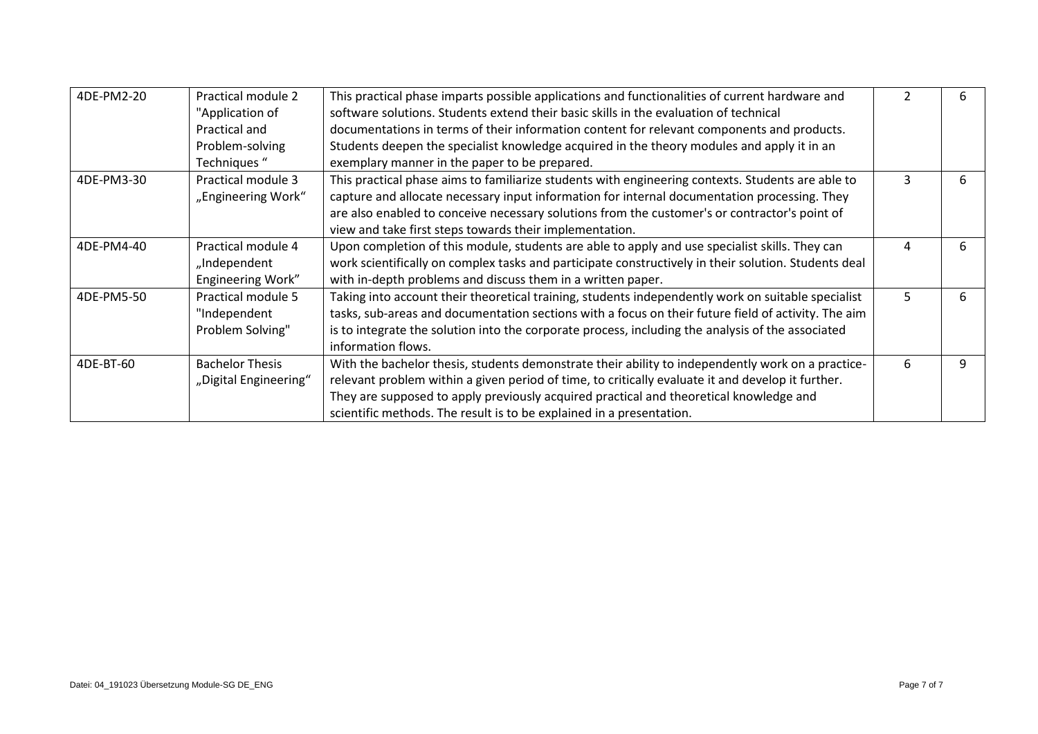| | | | | |
|---|---|---|---|---|
| 4DE-PM2-20 | Practical module 2 "Application of Practical and Problem-solving Techniques " | This practical phase imparts possible applications and functionalities of current hardware and software solutions. Students extend their basic skills in the evaluation of technical documentations in terms of their information content for relevant components and products. Students deepen the specialist knowledge acquired in the theory modules and apply it in an exemplary manner in the paper to be prepared. | 2 | 6 |
| 4DE-PM3-30 | Practical module 3 „Engineering Work“ | This practical phase aims to familiarize students with engineering contexts. Students are able to capture and allocate necessary input information for internal documentation processing. They are also enabled to conceive necessary solutions from the customer's or contractor's point of view and take first steps towards their implementation. | 3 | 6 |
| 4DE-PM4-40 | Practical module 4 „Independent Engineering Work” | Upon completion of this module, students are able to apply and use specialist skills. They can work scientifically on complex tasks and participate constructively in their solution. Students deal with in-depth problems and discuss them in a written paper. | 4 | 6 |
| 4DE-PM5-50 | Practical module 5 "Independent Problem Solving" | Taking into account their theoretical training, students independently work on suitable specialist tasks, sub-areas and documentation sections with a focus on their future field of activity. The aim is to integrate the solution into the corporate process, including the analysis of the associated information flows. | 5 | 6 |
| 4DE-BT-60 | Bachelor Thesis „Digital Engineering“ | With the bachelor thesis, students demonstrate their ability to independently work on a practice-relevant problem within a given period of time, to critically evaluate it and develop it further. They are supposed to apply previously acquired practical and theoretical knowledge and scientific methods. The result is to be explained in a presentation. | 6 | 9 |